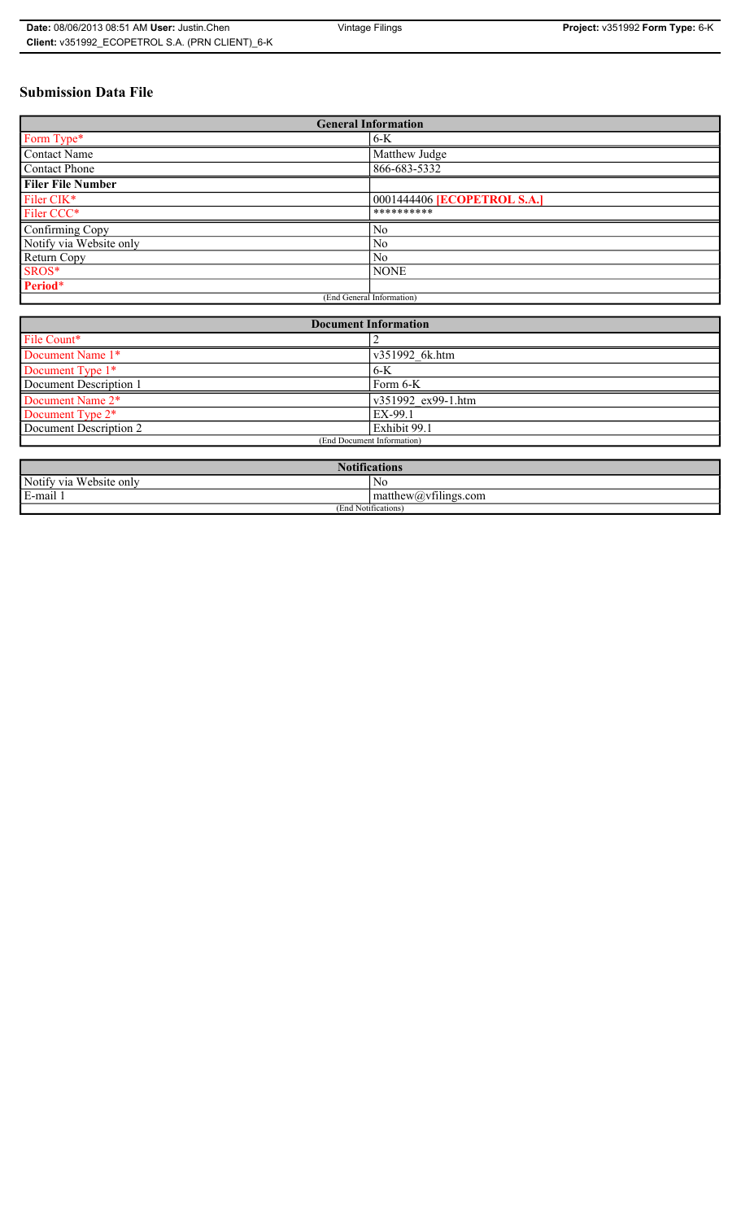# Submission Data File

| General Information | |
|---|---|
| Form Type* | 6-K |
| Contact Name | Matthew Judge |
| Contact Phone | 866-683-5332 |
| **Filer File Number** | |
| Filer CIK* | 0001444406 **[ECOPETROL S.A.]** |
| Filer CCC* | ********** |
| Confirming Copy | No |
| Notify via Website only | No |
| Return Copy | No |
| SROS* | NONE |
| **Period*** | |
| (End General Information) | |

| Document Information | |
|---|---|
| File Count* | 2 |
| Document Name 1* | v351992_6k.htm |
| Document Type 1* | 6-K |
| Document Description 1 | Form 6-K |
| Document Name 2* | v351992_ex99-1.htm |
| Document Type 2* | EX-99.1 |
| Document Description 2 | Exhibit 99.1 |
| (End Document Information) | |

| Notifications | |
|---|---|
| Notify via Website only | No |
| E-mail 1 | matthew@vfilings.com |
| (End Notifications) | |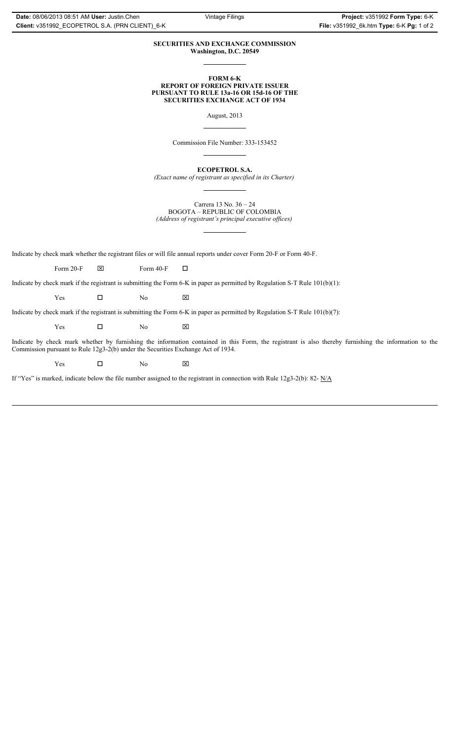**SECURITIES AND EXCHANGE COMMISSION**
**Washington, D.C. 20549**

**FORM 6-K**
**REPORT OF FOREIGN PRIVATE ISSUER**
**PURSUANT TO RULE 13a-16 OR 15d-16 OF THE**
**SECURITIES EXCHANGE ACT OF 1934**

August, 2013

Commission File Number: 333-153452

**ECOPETROL S.A.**
*(Exact name of registrant as specified in its Charter)*

Carrera 13 No. 36 – 24
BOGOTA – REPUBLIC OF COLOMBIA
*(Address of registrant's principal executive offices)*

Indicate by check mark whether the registrant files or will file annual reports under cover Form 20-F or Form 40-F.

Form 20-F ☒ Form 40-F ☐

Indicate by check mark if the registrant is submitting the Form 6-K in paper as permitted by Regulation S-T Rule 101(b)(1):

Yes ☐ No ☒

Indicate by check mark if the registrant is submitting the Form 6-K in paper as permitted by Regulation S-T Rule 101(b)(7):

Yes ☐ No ☒

Indicate by check mark whether by furnishing the information contained in this Form, the registrant is also thereby furnishing the information to the Commission pursuant to Rule 12g3-2(b) under the Securities Exchange Act of 1934.

Yes ☐ No ☒

If "Yes" is marked, indicate below the file number assigned to the registrant in connection with Rule 12g3-2(b): 82- N/A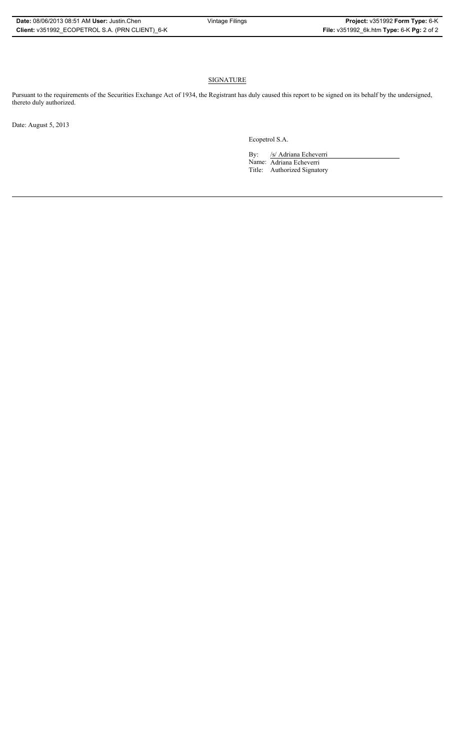## SIGNATURE

Pursuant to the requirements of the Securities Exchange Act of 1934, the Registrant has duly caused this report to be signed on its behalf by the undersigned, thereto duly authorized.

Date: August 5, 2013

Ecopetrol S.A.

By: /s/ Adriana Echeverri

Name: Adriana Echeverri

Title: Authorized Signatory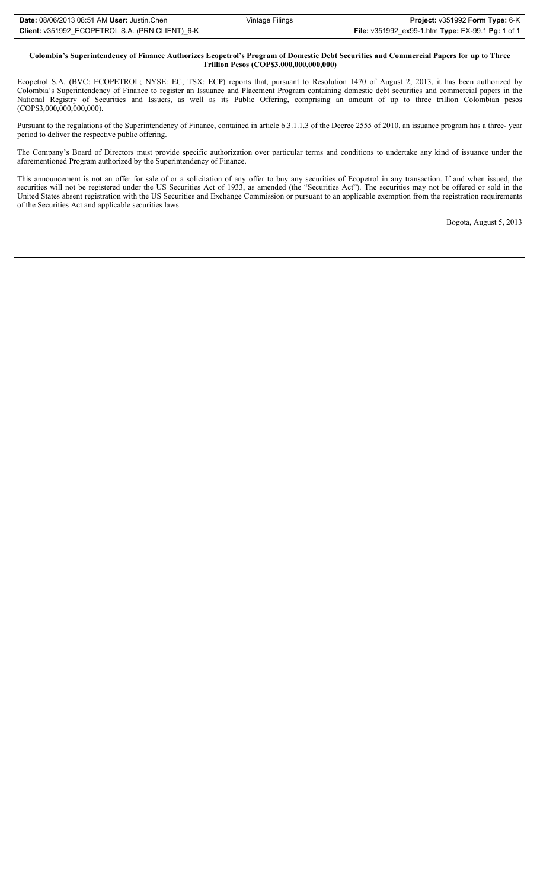**Colombia's Superintendency of Finance Authorizes Ecopetrol's Program of Domestic Debt Securities and Commercial Papers for up to Three Trillion Pesos (COP$3,000,000,000,000)**

Ecopetrol S.A. (BVC: ECOPETROL; NYSE: EC; TSX: ECP) reports that, pursuant to Resolution 1470 of August 2, 2013, it has been authorized by Colombia's Superintendency of Finance to register an Issuance and Placement Program containing domestic debt securities and commercial papers in the National Registry of Securities and Issuers, as well as its Public Offering, comprising an amount of up to three trillion Colombian pesos (COP$3,000,000,000,000).

Pursuant to the regulations of the Superintendency of Finance, contained in article 6.3.1.1.3 of the Decree 2555 of 2010, an issuance program has a three- year period to deliver the respective public offering.

The Company's Board of Directors must provide specific authorization over particular terms and conditions to undertake any kind of issuance under the aforementioned Program authorized by the Superintendency of Finance.

This announcement is not an offer for sale of or a solicitation of any offer to buy any securities of Ecopetrol in any transaction. If and when issued, the securities will not be registered under the US Securities Act of 1933, as amended (the "Securities Act"). The securities may not be offered or sold in the United States absent registration with the US Securities and Exchange Commission or pursuant to an applicable exemption from the registration requirements of the Securities Act and applicable securities laws.

Bogota, August 5, 2013